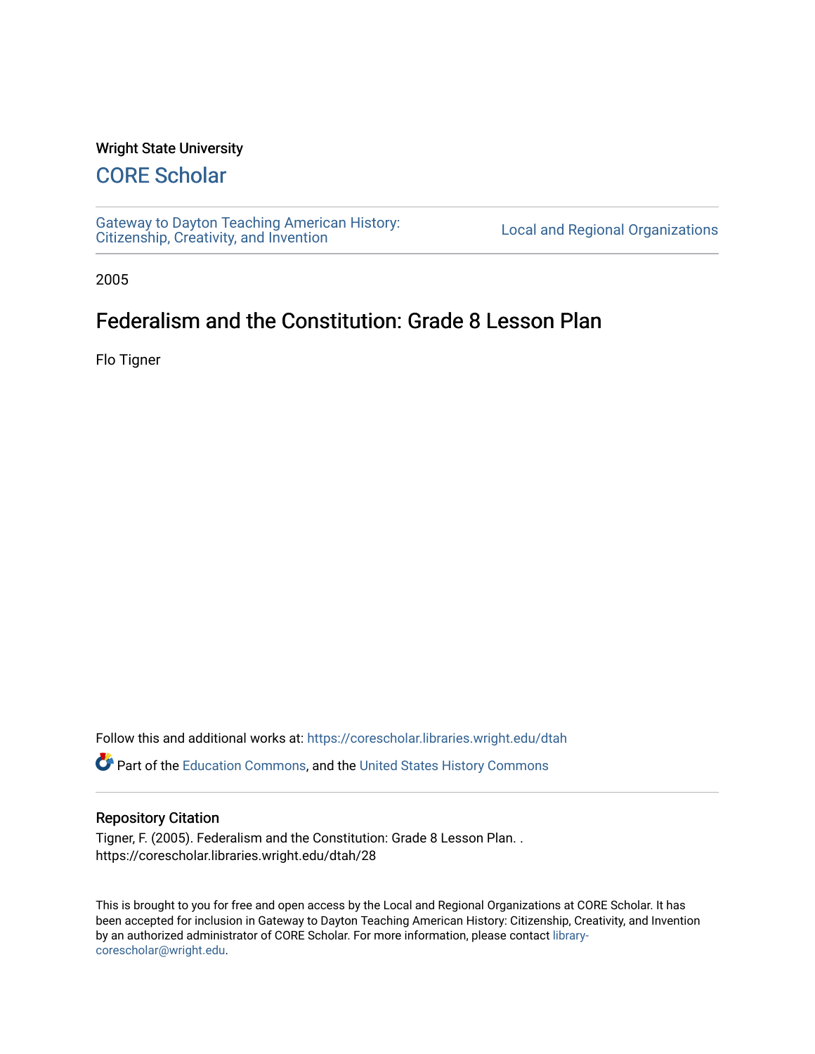Wright State University

## CORE Scholar

Gateway to Dayton Teaching American History: Citizenship, Creativity, and Invention

Local and Regional Organizations

2005

# Federalism and the Constitution: Grade 8 Lesson Plan

Flo Tigner

Follow this and additional works at: https://corescholar.libraries.wright.edu/dtah

Part of the Education Commons, and the United States History Commons

### Repository Citation

Tigner, F. (2005). Federalism and the Constitution: Grade 8 Lesson Plan. . https://corescholar.libraries.wright.edu/dtah/28

This is brought to you for free and open access by the Local and Regional Organizations at CORE Scholar. It has been accepted for inclusion in Gateway to Dayton Teaching American History: Citizenship, Creativity, and Invention by an authorized administrator of CORE Scholar. For more information, please contact library-corescholar@wright.edu.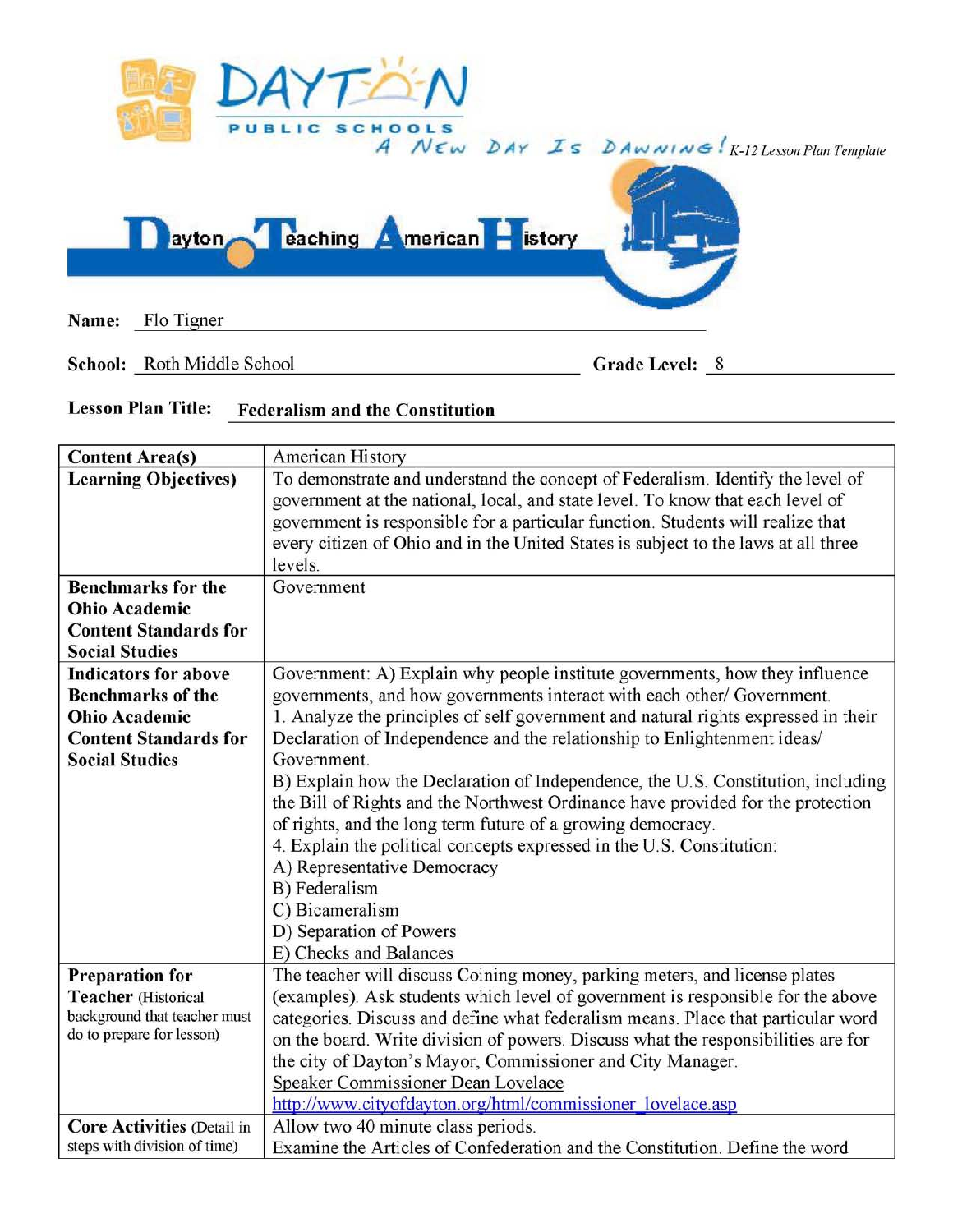Dayton Public Schools — A New Day Is Dawning! K-12 Lesson Plan Template

Dayton Teaching American History

**Name:** Flo Tigner

**School:** Roth Middle School **Grade Level:** 8

**Lesson Plan Title:** **Federalism and the Constitution**

| **Content Area(s)** | American History |
|---|---|
| **Learning Objectives)** | To demonstrate and understand the concept of Federalism. Identify the level of government at the national, local, and state level. To know that each level of government is responsible for a particular function. Students will realize that every citizen of Ohio and in the United States is subject to the laws at all three levels. |
| **Benchmarks for the Ohio Academic Content Standards for Social Studies** | Government |
| **Indicators for above Benchmarks of the Ohio Academic Content Standards for Social Studies** | Government: A) Explain why people institute governments, how they influence governments, and how governments interact with each other/ Government.<br>1. Analyze the principles of self government and natural rights expressed in their Declaration of Independence and the relationship to Enlightenment ideas/ Government.<br>B) Explain how the Declaration of Independence, the U.S. Constitution, including the Bill of Rights and the Northwest Ordinance have provided for the protection of rights, and the long term future of a growing democracy.<br>4. Explain the political concepts expressed in the U.S. Constitution:<br>A) Representative Democracy<br>B) Federalism<br>C) Bicameralism<br>D) Separation of Powers<br>E) Checks and Balances |
| **Preparation for Teacher** (Historical background that teacher must do to prepare for lesson) | The teacher will discuss Coining money, parking meters, and license plates (examples). Ask students which level of government is responsible for the above categories. Discuss and define what federalism means. Place that particular word on the board. Write division of powers. Discuss what the responsibilities are for the city of Dayton's Mayor, Commissioner and City Manager.<br>Speaker Commissioner Dean Lovelace<br>http://www.cityofdayton.org/html/commissioner_lovelace.asp |
| **Core Activities** (Detail in steps with division of time) | Allow two 40 minute class periods.<br>Examine the Articles of Confederation and the Constitution. Define the word |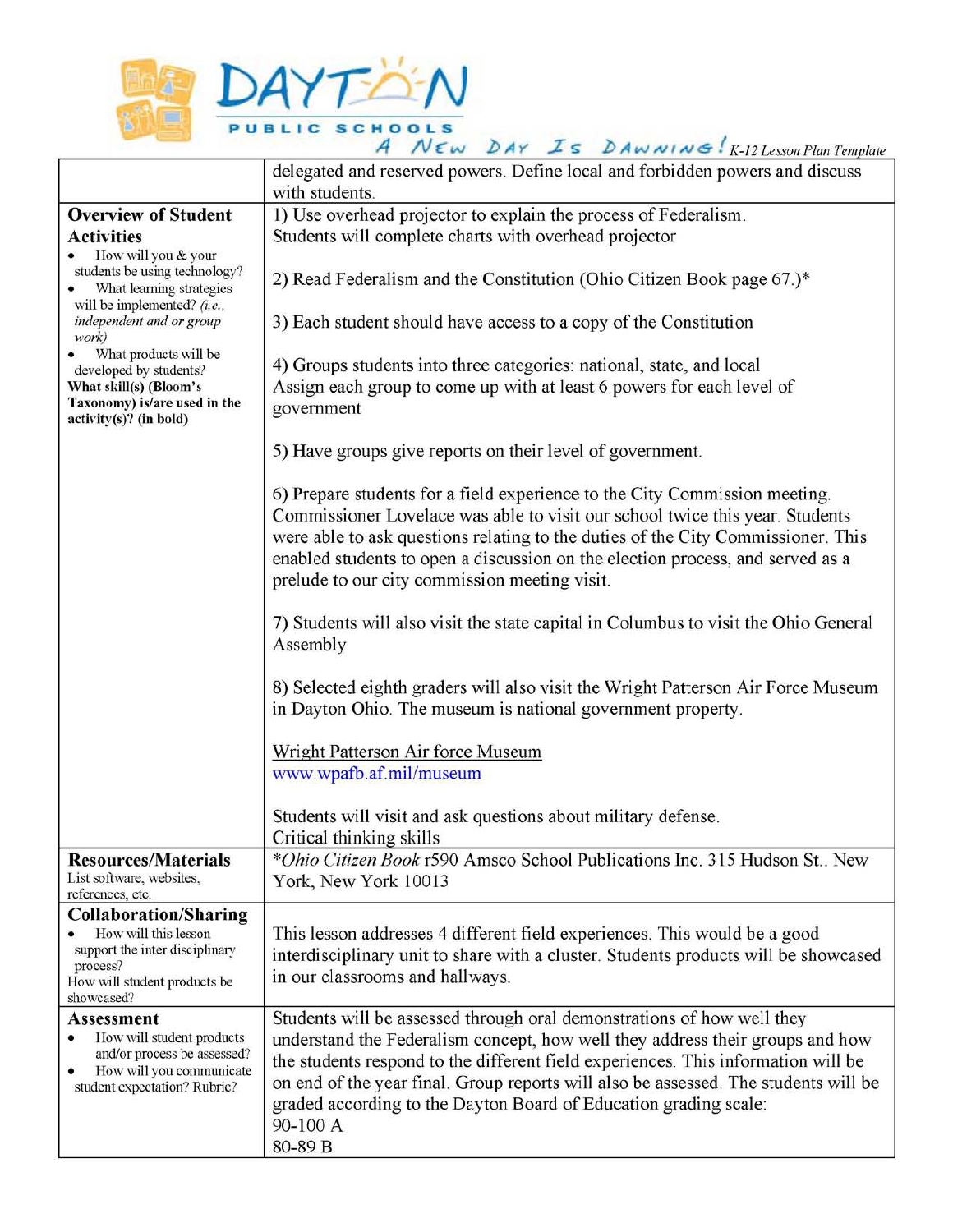| | |
|---|---|
| | delegated and reserved powers. Define local and forbidden powers and discuss with students. |
| **Overview of Student Activities**<br>• How will you & your students be using technology?<br>• What learning strategies will be implemented? *(i.e., independent and or group work)*<br>• What products will be developed by students?<br>**What skill(s) (Bloom's Taxonomy) is/are used in the activity(s)? (in bold)** | 1) Use overhead projector to explain the process of Federalism.<br>Students will complete charts with overhead projector<br><br>2) Read Federalism and the Constitution (Ohio Citizen Book page 67.)*<br><br>3) Each student should have access to a copy of the Constitution<br><br>4) Groups students into three categories: national, state, and local<br>Assign each group to come up with at least 6 powers for each level of government<br><br>5) Have groups give reports on their level of government.<br><br>6) Prepare students for a field experience to the City Commission meeting. Commissioner Lovelace was able to visit our school twice this year. Students were able to ask questions relating to the duties of the City Commissioner. This enabled students to open a discussion on the election process, and served as a prelude to our city commission meeting visit.<br><br>7) Students will also visit the state capital in Columbus to visit the Ohio General Assembly<br><br>8) Selected eighth graders will also visit the Wright Patterson Air Force Museum in Dayton Ohio. The museum is national government property.<br><br>Wright Patterson Air force Museum<br>www.wpafb.af.mil/museum<br><br>Students will visit and ask questions about military defense.<br>Critical thinking skills |
| **Resources/Materials**<br>List software, websites, references, etc. | **Ohio Citizen Book* r590 Amsco School Publications Inc. 315 Hudson St.. New York, New York 10013 |
| **Collaboration/Sharing**<br>• How will this lesson support the inter disciplinary process?<br>How will student products be showcased? | This lesson addresses 4 different field experiences. This would be a good interdisciplinary unit to share with a cluster. Students products will be showcased in our classrooms and hallways. |
| **Assessment**<br>• How will student products and/or process be assessed?<br>• How will you communicate student expectation? Rubric? | Students will be assessed through oral demonstrations of how well they understand the Federalism concept, how well they address their groups and how the students respond to the different field experiences. This information will be on end of the year final. Group reports will also be assessed. The students will be graded according to the Dayton Board of Education grading scale:<br>90-100 A<br>80-89 B |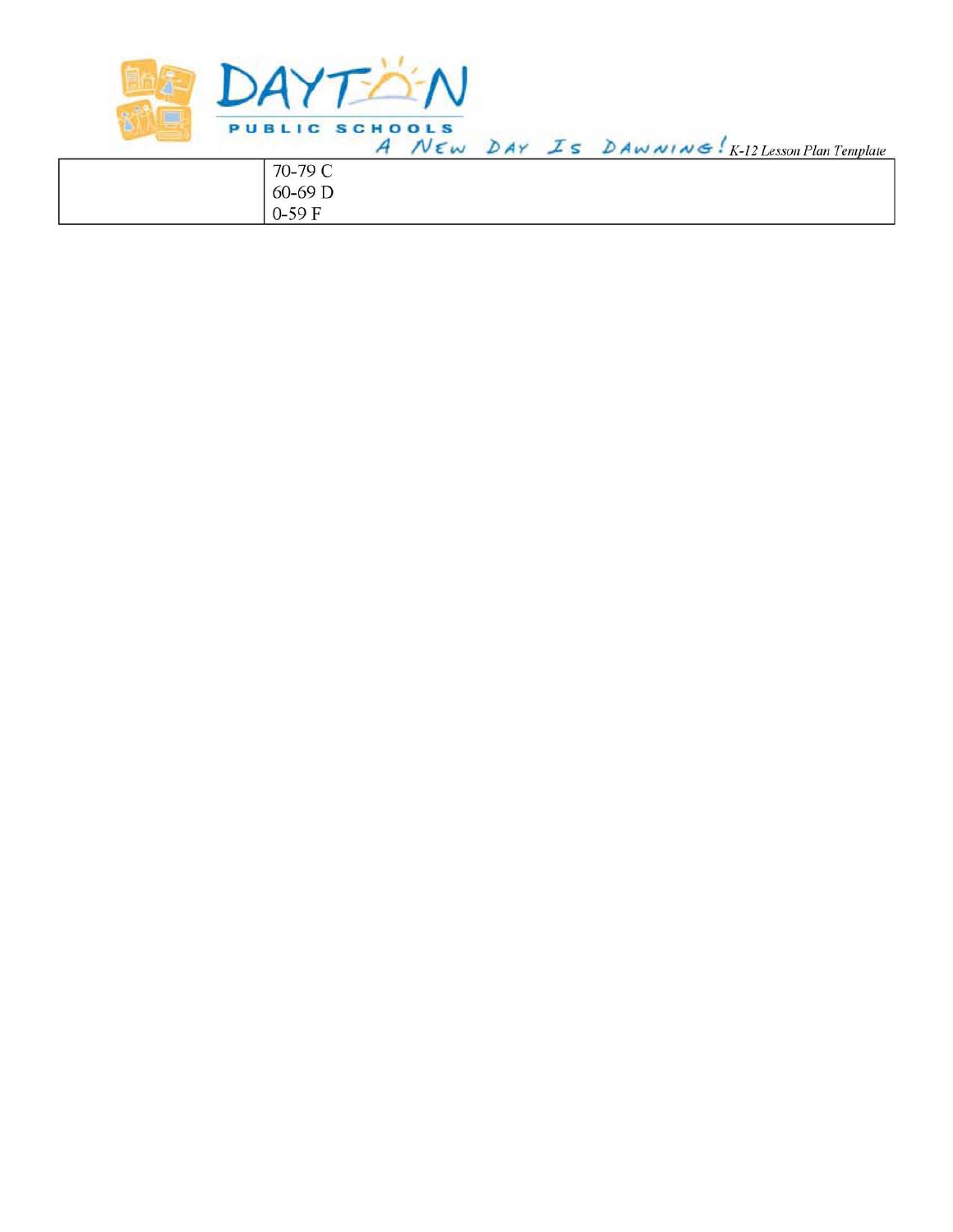| | |
|---|---|
| | 70-79 C<br>60-69 D<br>0-59 F |